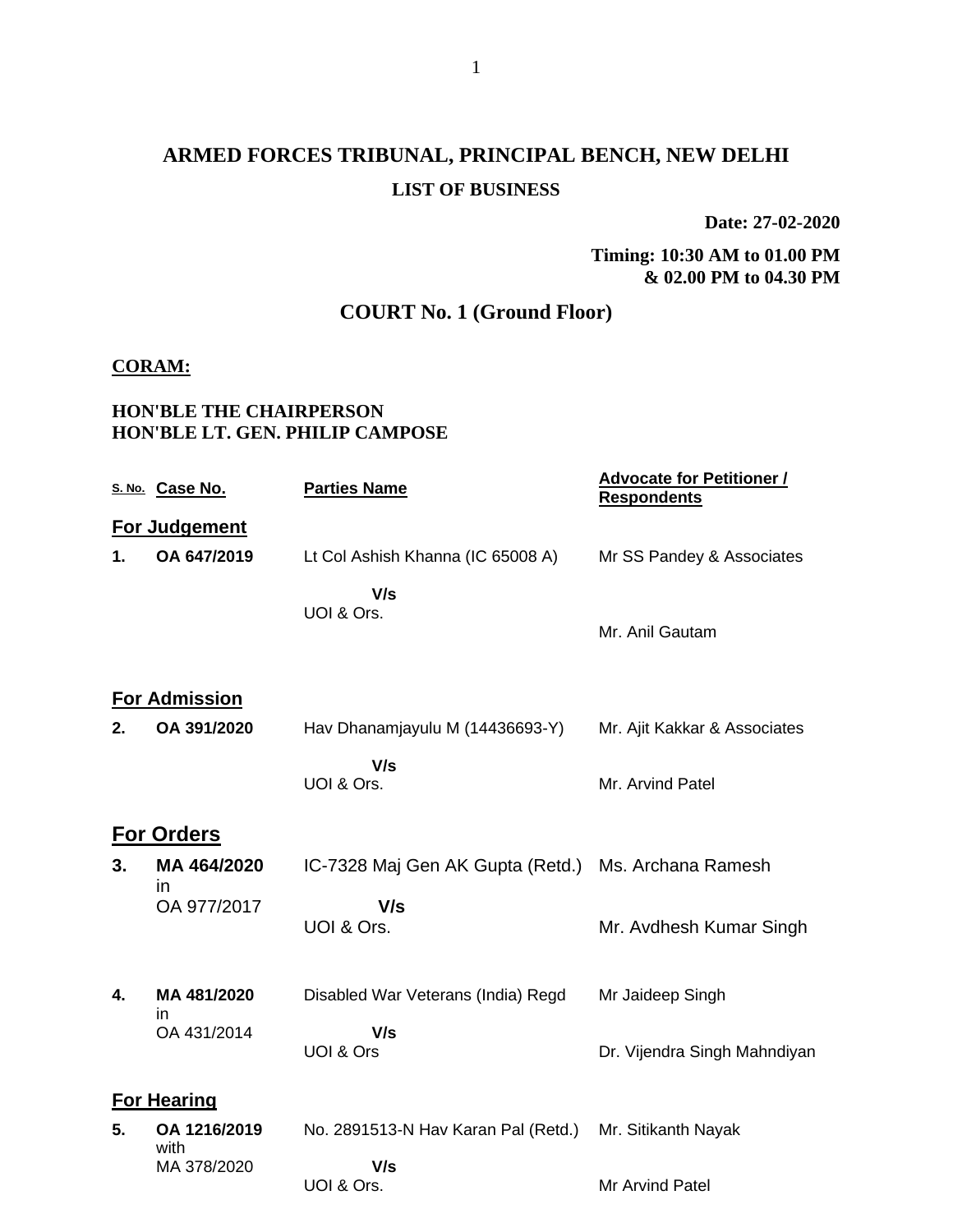# ARMED FORCES TRIBUNAL, PRINCIPAL BENCH, NEW DELHI

## LIST OF BUSINESS

**Date: 27-02-2020**

**Timing: 10:30 AM to 01.00 PM & 02.00 PM to 04.30 PM**

## COURT No. 1 (Ground Floor)

**CORAM:**

**HON'BLE THE CHAIRPERSON**
**HON'BLE LT. GEN. PHILIP CAMPOSE**

| S. No. | Case No. | Parties Name | Advocate for Petitioner / Respondents |
|---|---|---|---|
| | **For Judgement** | | |
| **1.** | **OA 647/2019** | Lt Col Ashish Khanna (IC 65008 A) **V/s** UOI & Ors. | Mr SS Pandey & Associates<br>Mr. Anil Gautam |
| | **For Admission** | | |
| **2.** | **OA 391/2020** | Hav Dhanamjayulu M (14436693-Y) **V/s** UOI & Ors. | Mr. Ajit Kakkar & Associates<br>Mr. Arvind Patel |
| | **For Orders** | | |
| **3.** | **MA 464/2020** in OA 977/2017 | IC-7328 Maj Gen AK Gupta (Retd.) **V/s** UOI & Ors. | Ms. Archana Ramesh<br>Mr. Avdhesh Kumar Singh |
| **4.** | **MA 481/2020** in OA 431/2014 | Disabled War Veterans (India) Regd **V/s** UOI & Ors | Mr Jaideep Singh<br>Dr. Vijendra Singh Mahndiyan |
| | **For Hearing** | | |
| **5.** | **OA 1216/2019** with MA 378/2020 | No. 2891513-N Hav Karan Pal (Retd.) **V/s** UOI & Ors. | Mr. Sitikanth Nayak<br>Mr Arvind Patel |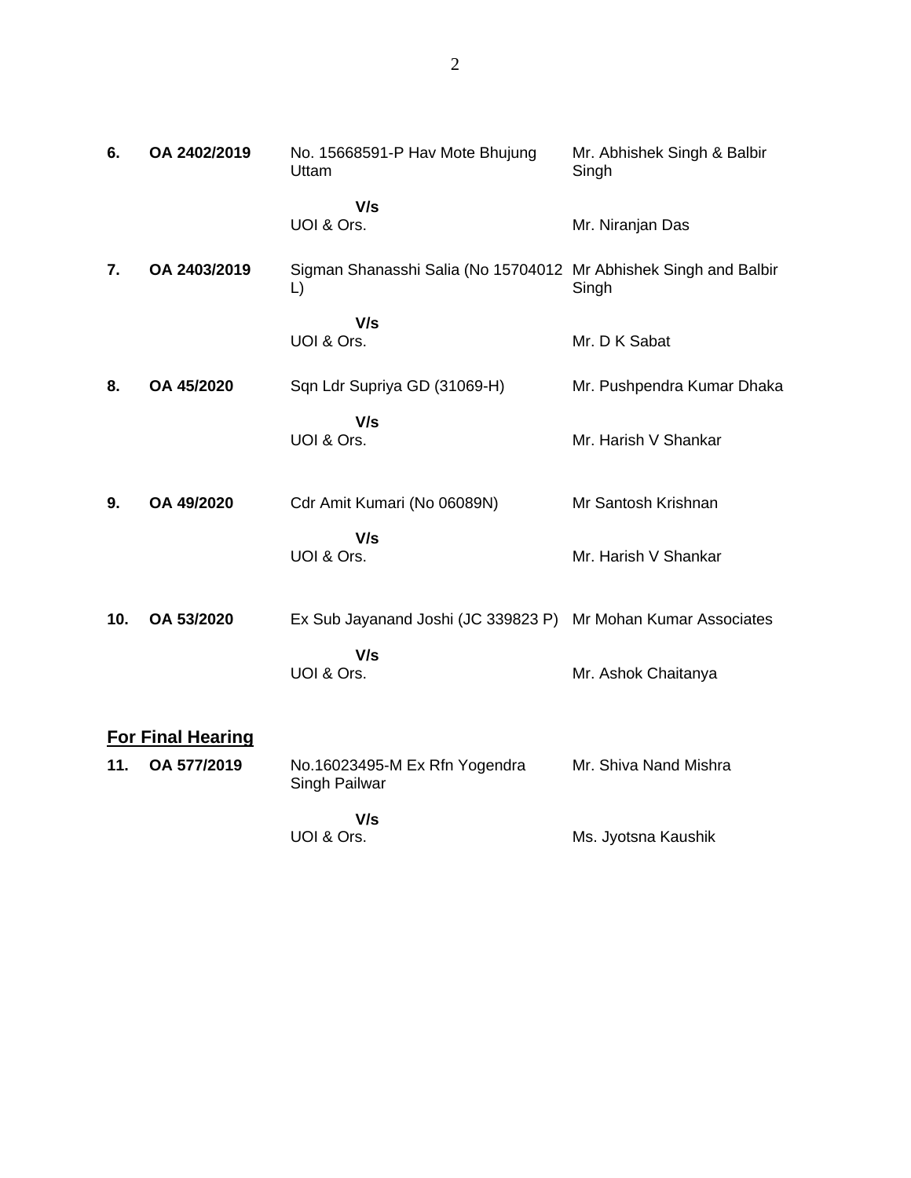| | | | |
|---|---|---|---|
| **6.** | **OA 2402/2019** | No. 15668591-P Hav Mote Bhujung Uttam | Mr. Abhishek Singh & Balbir Singh |
| | | **V/s** | |
| | | UOI & Ors. | Mr. Niranjan Das |
| **7.** | **OA 2403/2019** | Sigman Shanasshi Salia (No 15704012 L) | Mr Abhishek Singh and Balbir Singh |
| | | **V/s** | |
| | | UOI & Ors. | Mr. D K Sabat |
| **8.** | **OA 45/2020** | Sqn Ldr Supriya GD (31069-H) | Mr. Pushpendra Kumar Dhaka |
| | | **V/s** | |
| | | UOI & Ors. | Mr. Harish V Shankar |
| **9.** | **OA 49/2020** | Cdr Amit Kumari (No 06089N) | Mr Santosh Krishnan |
| | | **V/s** | |
| | | UOI & Ors. | Mr. Harish V Shankar |
| **10.** | **OA 53/2020** | Ex Sub Jayanand Joshi (JC 339823 P) | Mr Mohan Kumar Associates |
| | | **V/s** | |
| | | UOI & Ors. | Mr. Ashok Chaitanya |

**<u>For Final Hearing</u>**

| | | | |
|---|---|---|---|
| **11.** | **OA 577/2019** | No.16023495-M Ex Rfn Yogendra Singh Pailwar | Mr. Shiva Nand Mishra |
| | | **V/s** | |
| | | UOI & Ors. | Ms. Jyotsna Kaushik |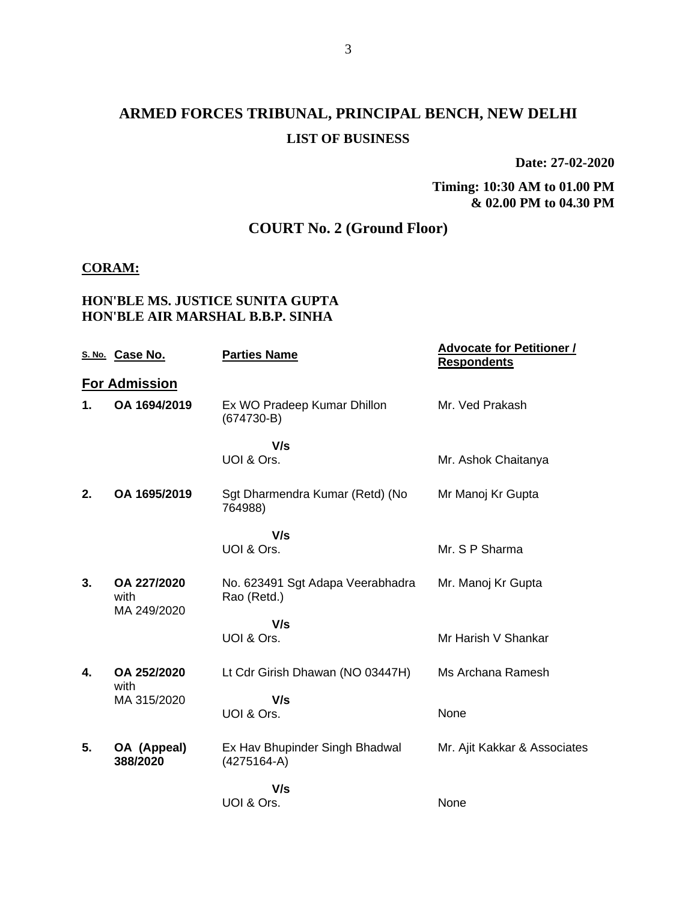# ARMED FORCES TRIBUNAL, PRINCIPAL BENCH, NEW DELHI

## LIST OF BUSINESS

**Date: 27-02-2020**

**Timing: 10:30 AM to 01.00 PM & 02.00 PM to 04.30 PM**

## COURT No. 2 (Ground Floor)

**CORAM:**

**HON'BLE MS. JUSTICE SUNITA GUPTA**
**HON'BLE AIR MARSHAL B.B.P. SINHA**

| S. No. | Case No. | Parties Name | Advocate for Petitioner / Respondents |
|---|---|---|---|
| **For Admission** | | | |
| **1.** | **OA 1694/2019** | Ex WO Pradeep Kumar Dhillon (674730-B) | Mr. Ved Prakash |
| | | **V/s** UOI & Ors. | Mr. Ashok Chaitanya |
| **2.** | **OA 1695/2019** | Sgt Dharmendra Kumar (Retd) (No 764988) | Mr Manoj Kr Gupta |
| | | **V/s** UOI & Ors. | Mr. S P Sharma |
| **3.** | **OA 227/2020** with MA 249/2020 | No. 623491 Sgt Adapa Veerabhadra Rao (Retd.) | Mr. Manoj Kr Gupta |
| | | **V/s** UOI & Ors. | Mr Harish V Shankar |
| **4.** | **OA 252/2020** with MA 315/2020 | Lt Cdr Girish Dhawan (NO 03447H) | Ms Archana Ramesh |
| | | **V/s** UOI & Ors. | None |
| **5.** | **OA (Appeal) 388/2020** | Ex Hav Bhupinder Singh Bhadwal (4275164-A) | Mr. Ajit Kakkar & Associates |
| | | **V/s** UOI & Ors. | None |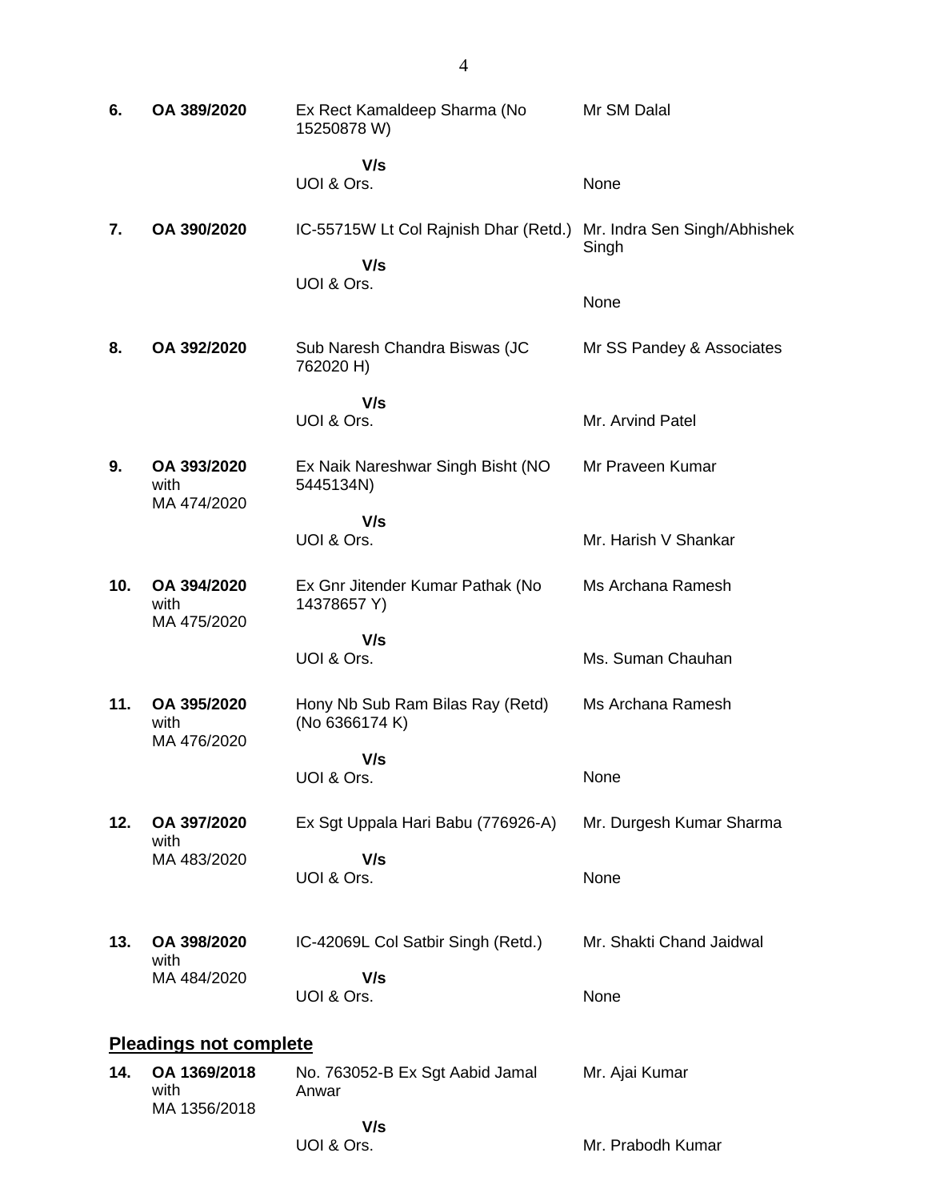| | | | |
|---|---|---|---|
| **6.** | **OA 389/2020** | Ex Rect Kamaldeep Sharma (No 15250878 W)<br>**V/s**<br>UOI & Ors. | Mr SM Dalal<br><br>None |
| **7.** | **OA 390/2020** | IC-55715W Lt Col Rajnish Dhar (Retd.)<br>**V/s**<br>UOI & Ors. | Mr. Indra Sen Singh/Abhishek Singh<br><br>None |
| **8.** | **OA 392/2020** | Sub Naresh Chandra Biswas (JC 762020 H)<br>**V/s**<br>UOI & Ors. | Mr SS Pandey & Associates<br><br>Mr. Arvind Patel |
| **9.** | **OA 393/2020** with MA 474/2020 | Ex Naik Nareshwar Singh Bisht (NO 5445134N)<br>**V/s**<br>UOI & Ors. | Mr Praveen Kumar<br><br>Mr. Harish V Shankar |
| **10.** | **OA 394/2020** with MA 475/2020 | Ex Gnr Jitender Kumar Pathak (No 14378657 Y)<br>**V/s**<br>UOI & Ors. | Ms Archana Ramesh<br><br>Ms. Suman Chauhan |
| **11.** | **OA 395/2020** with MA 476/2020 | Hony Nb Sub Ram Bilas Ray (Retd) (No 6366174 K)<br>**V/s**<br>UOI & Ors. | Ms Archana Ramesh<br><br>None |
| **12.** | **OA 397/2020** with MA 483/2020 | Ex Sgt Uppala Hari Babu (776926-A)<br>**V/s**<br>UOI & Ors. | Mr. Durgesh Kumar Sharma<br><br>None |
| **13.** | **OA 398/2020** with MA 484/2020 | IC-42069L Col Satbir Singh (Retd.)<br>**V/s**<br>UOI & Ors. | Mr. Shakti Chand Jaidwal<br><br>None |

## Pleadings not complete

| | | | |
|---|---|---|---|
| **14.** | **OA 1369/2018** with MA 1356/2018 | No. 763052-B Ex Sgt Aabid Jamal Anwar<br>**V/s**<br>UOI & Ors. | Mr. Ajai Kumar<br><br>Mr. Prabodh Kumar |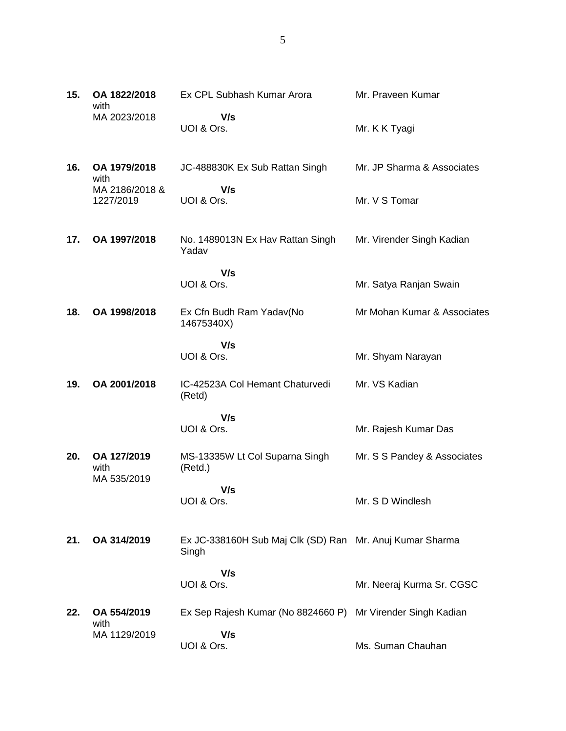| | | | |
|---|---|---|---|
| **15.** | **OA 1822/2018** with MA 2023/2018 | Ex CPL Subhash Kumar Arora<br>**V/s**<br>UOI & Ors. | Mr. Praveen Kumar<br><br>Mr. K K Tyagi |
| **16.** | **OA 1979/2018** with MA 2186/2018 & 1227/2019 | JC-488830K Ex Sub Rattan Singh<br>**V/s**<br>UOI & Ors. | Mr. JP Sharma & Associates<br><br>Mr. V S Tomar |
| **17.** | **OA 1997/2018** | No. 1489013N Ex Hav Rattan Singh Yadav<br>**V/s**<br>UOI & Ors. | Mr. Virender Singh Kadian<br><br>Mr. Satya Ranjan Swain |
| **18.** | **OA 1998/2018** | Ex Cfn Budh Ram Yadav(No 14675340X)<br>**V/s**<br>UOI & Ors. | Mr Mohan Kumar & Associates<br><br>Mr. Shyam Narayan |
| **19.** | **OA 2001/2018** | IC-42523A Col Hemant Chaturvedi (Retd)<br>**V/s**<br>UOI & Ors. | Mr. VS Kadian<br><br>Mr. Rajesh Kumar Das |
| **20.** | **OA 127/2019** with MA 535/2019 | MS-13335W Lt Col Suparna Singh (Retd.)<br>**V/s**<br>UOI & Ors. | Mr. S S Pandey & Associates<br><br>Mr. S D Windlesh |
| **21.** | **OA 314/2019** | Ex JC-338160H Sub Maj Clk (SD) Ran Singh<br>**V/s**<br>UOI & Ors. | Mr. Anuj Kumar Sharma<br><br>Mr. Neeraj Kurma Sr. CGSC |
| **22.** | **OA 554/2019** with MA 1129/2019 | Ex Sep Rajesh Kumar (No 8824660 P)<br>**V/s**<br>UOI & Ors. | Mr Virender Singh Kadian<br><br>Ms. Suman Chauhan |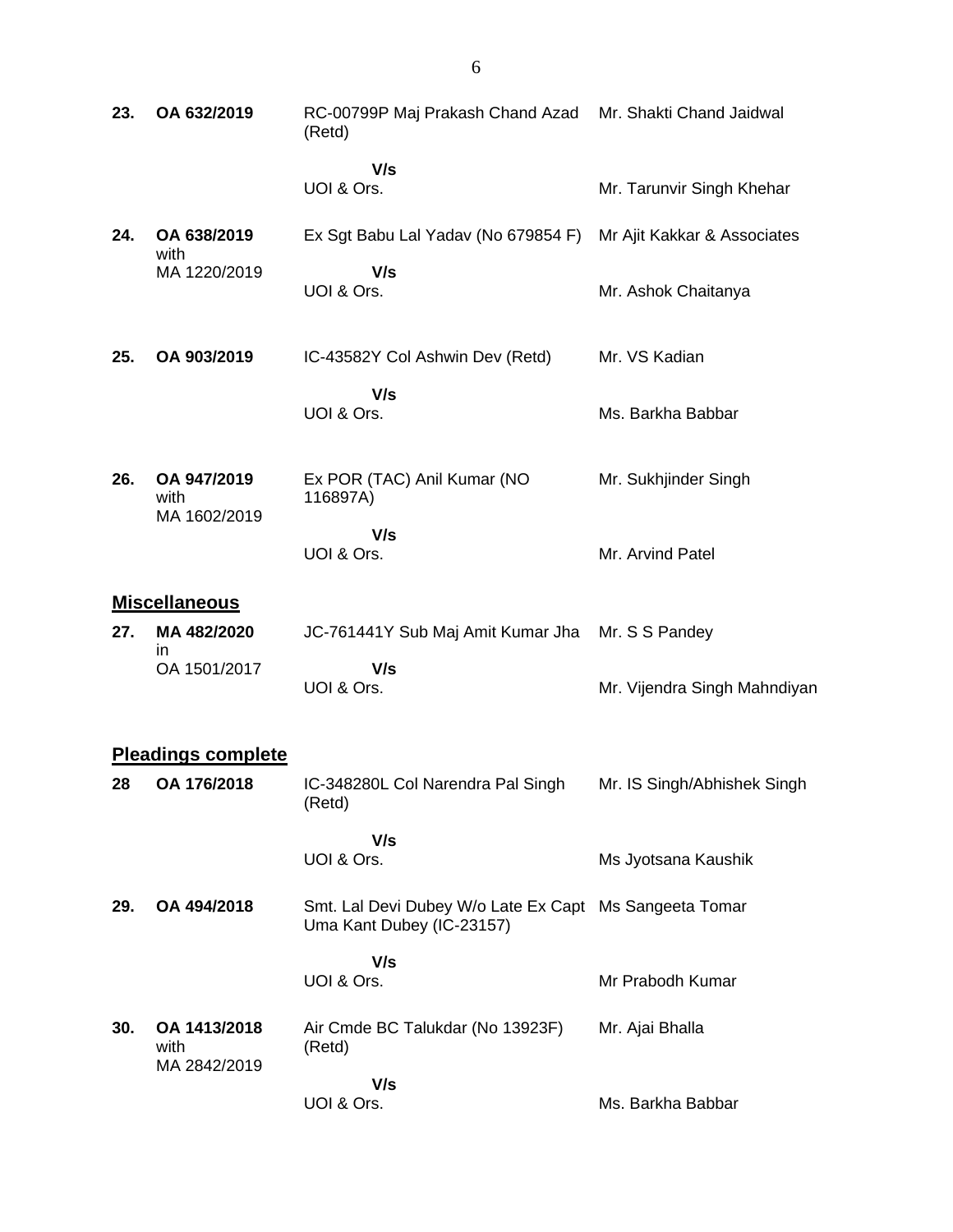| | | | |
|---|---|---|---|
| **23.** | **OA 632/2019** | RC-00799P Maj Prakash Chand Azad (Retd) | Mr. Shakti Chand Jaidwal |
| | | **V/s** UOI & Ors. | Mr. Tarunvir Singh Khehar |
| **24.** | **OA 638/2019** with MA 1220/2019 | Ex Sgt Babu Lal Yadav (No 679854 F) | Mr Ajit Kakkar & Associates |
| | | **V/s** UOI & Ors. | Mr. Ashok Chaitanya |
| **25.** | **OA 903/2019** | IC-43582Y Col Ashwin Dev (Retd) | Mr. VS Kadian |
| | | **V/s** UOI & Ors. | Ms. Barkha Babbar |
| **26.** | **OA 947/2019** with MA 1602/2019 | Ex POR (TAC) Anil Kumar (NO 116897A) | Mr. Sukhjinder Singh |
| | | **V/s** UOI & Ors. | Mr. Arvind Patel |

## Miscellaneous

| | | | |
|---|---|---|---|
| **27.** | **MA 482/2020** in OA 1501/2017 | JC-761441Y Sub Maj Amit Kumar Jha | Mr. S S Pandey |
| | | **V/s** UOI & Ors. | Mr. Vijendra Singh Mahndiyan |

## Pleadings complete

| | | | |
|---|---|---|---|
| **28** | **OA 176/2018** | IC-348280L Col Narendra Pal Singh (Retd) | Mr. IS Singh/Abhishek Singh |
| | | **V/s** UOI & Ors. | Ms Jyotsana Kaushik |
| **29.** | **OA 494/2018** | Smt. Lal Devi Dubey W/o Late Ex Capt Uma Kant Dubey (IC-23157) | Ms Sangeeta Tomar |
| | | **V/s** UOI & Ors. | Mr Prabodh Kumar |
| **30.** | **OA 1413/2018** with MA 2842/2019 | Air Cmde BC Talukdar (No 13923F) (Retd) | Mr. Ajai Bhalla |
| | | **V/s** UOI & Ors. | Ms. Barkha Babbar |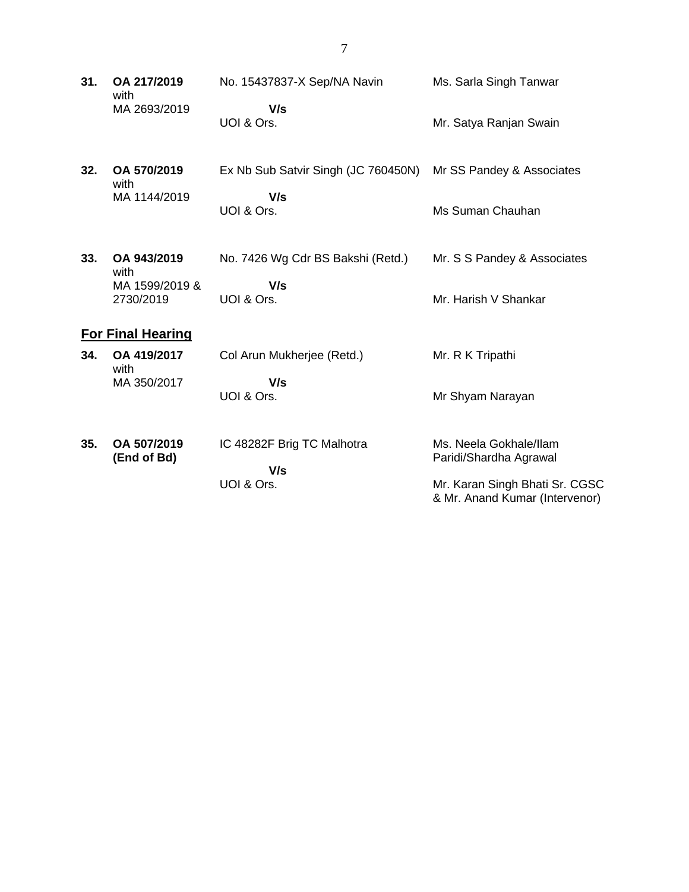| | | | |
|---|---|---|---|
| **31.** | **OA 217/2019** with MA 2693/2019 | No. 15437837-X Sep/NA Navin **V/s** UOI & Ors. | Ms. Sarla Singh Tanwar<br><br>Mr. Satya Ranjan Swain |
| **32.** | **OA 570/2019** with MA 1144/2019 | Ex Nb Sub Satvir Singh (JC 760450N) **V/s** UOI & Ors. | Mr SS Pandey & Associates<br><br>Ms Suman Chauhan |
| **33.** | **OA 943/2019** with MA 1599/2019 & 2730/2019 | No. 7426 Wg Cdr BS Bakshi (Retd.) **V/s** UOI & Ors. | Mr. S S Pandey & Associates<br><br>Mr. Harish V Shankar |

## **For Final Hearing**

| | | | |
|---|---|---|---|
| **34.** | **OA 419/2017** with MA 350/2017 | Col Arun Mukherjee (Retd.) **V/s** UOI & Ors. | Mr. R K Tripathi<br><br>Mr Shyam Narayan |
| **35.** | **OA 507/2019 (End of Bd)** | IC 48282F Brig TC Malhotra **V/s** UOI & Ors. | Ms. Neela Gokhale/Ilam Paridi/Shardha Agrawal<br><br>Mr. Karan Singh Bhati Sr. CGSC & Mr. Anand Kumar (Intervenor) |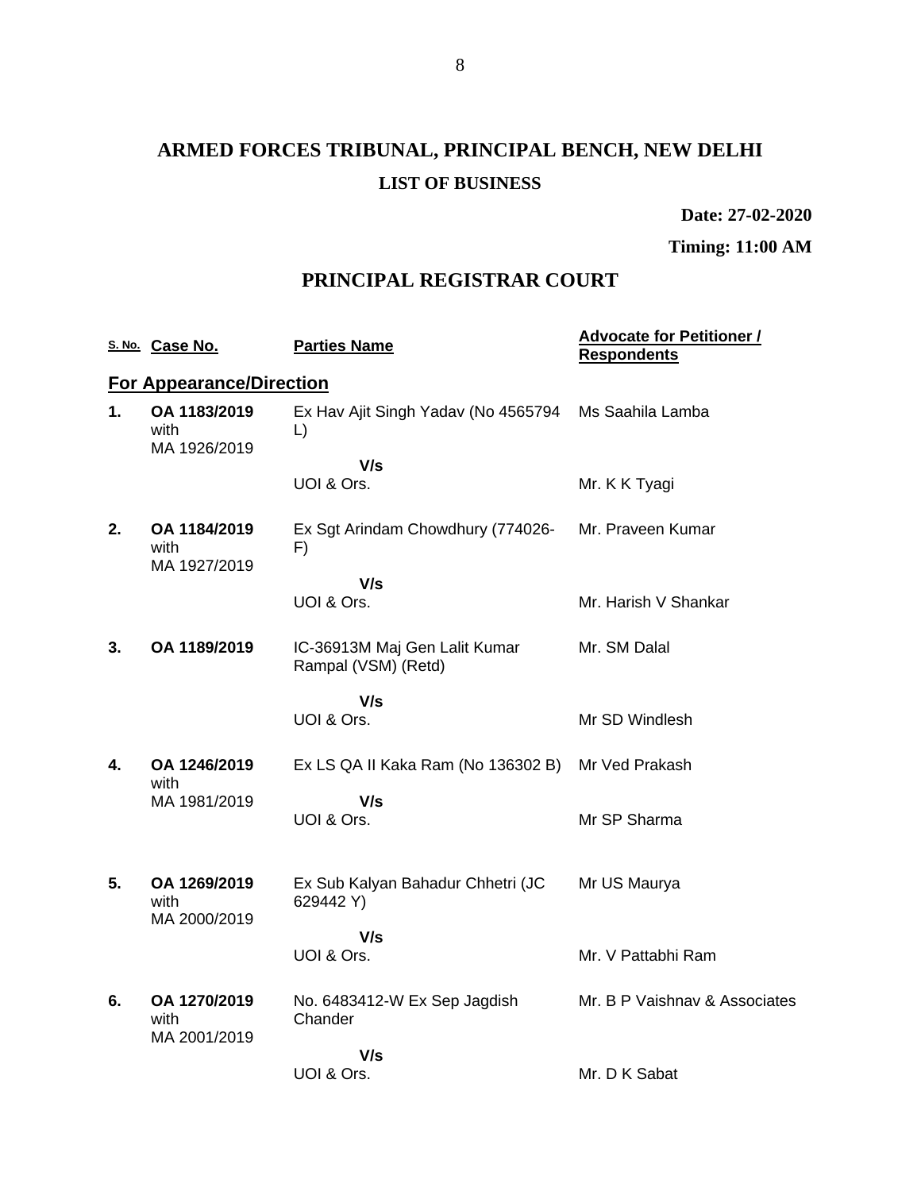# ARMED FORCES TRIBUNAL, PRINCIPAL BENCH, NEW DELHI

**LIST OF BUSINESS**

**Date: 27-02-2020**

**Timing: 11:00 AM**

## PRINCIPAL REGISTRAR COURT

| S. No. | Case No. | Parties Name | Advocate for Petitioner / Respondents |
|---|---|---|---|
| **For Appearance/Direction** | | | |
| **1.** | **OA 1183/2019** with MA 1926/2019 | Ex Hav Ajit Singh Yadav (No 4565794 L) | Ms Saahila Lamba |
| | | **V/s** UOI & Ors. | Mr. K K Tyagi |
| **2.** | **OA 1184/2019** with MA 1927/2019 | Ex Sgt Arindam Chowdhury (774026-F) | Mr. Praveen Kumar |
| | | **V/s** UOI & Ors. | Mr. Harish V Shankar |
| **3.** | **OA 1189/2019** | IC-36913M Maj Gen Lalit Kumar Rampal (VSM) (Retd) | Mr. SM Dalal |
| | | **V/s** UOI & Ors. | Mr SD Windlesh |
| **4.** | **OA 1246/2019** with MA 1981/2019 | Ex LS QA II Kaka Ram (No 136302 B) | Mr Ved Prakash |
| | | **V/s** UOI & Ors. | Mr SP Sharma |
| **5.** | **OA 1269/2019** with MA 2000/2019 | Ex Sub Kalyan Bahadur Chhetri (JC 629442 Y) | Mr US Maurya |
| | | **V/s** UOI & Ors. | Mr. V Pattabhi Ram |
| **6.** | **OA 1270/2019** with MA 2001/2019 | No. 6483412-W Ex Sep Jagdish Chander | Mr. B P Vaishnav & Associates |
| | | **V/s** UOI & Ors. | Mr. D K Sabat |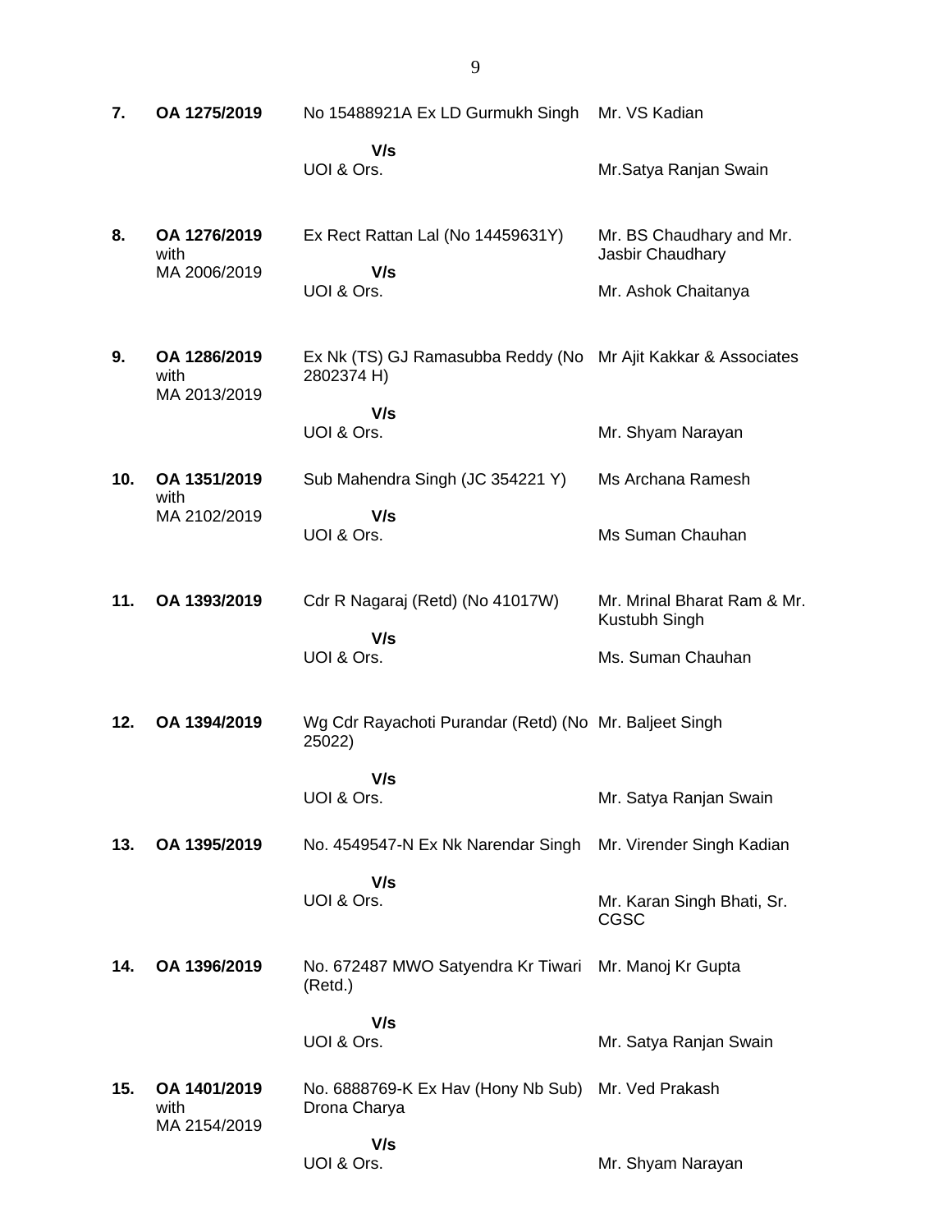| | | | |
|---|---|---|---|
| **7.** | **OA 1275/2019** | No 15488921A Ex LD Gurmukh Singh<br><br>**V/s**<br>UOI & Ors. | Mr. VS Kadian<br><br>Mr.Satya Ranjan Swain |
| **8.** | **OA 1276/2019** with MA 2006/2019 | Ex Rect Rattan Lal (No 14459631Y)<br><br>**V/s**<br>UOI & Ors. | Mr. BS Chaudhary and Mr. Jasbir Chaudhary<br><br>Mr. Ashok Chaitanya |
| **9.** | **OA 1286/2019** with MA 2013/2019 | Ex Nk (TS) GJ Ramasubba Reddy (No 2802374 H)<br><br>**V/s**<br>UOI & Ors. | Mr Ajit Kakkar & Associates<br><br>Mr. Shyam Narayan |
| **10.** | **OA 1351/2019** with MA 2102/2019 | Sub Mahendra Singh (JC 354221 Y)<br><br>**V/s**<br>UOI & Ors. | Ms Archana Ramesh<br><br>Ms Suman Chauhan |
| **11.** | **OA 1393/2019** | Cdr R Nagaraj (Retd) (No 41017W)<br><br>**V/s**<br>UOI & Ors. | Mr. Mrinal Bharat Ram & Mr. Kustubh Singh<br><br>Ms. Suman Chauhan |
| **12.** | **OA 1394/2019** | Wg Cdr Rayachoti Purandar (Retd) (No 25022)<br><br>**V/s**<br>UOI & Ors. | Mr. Baljeet Singh<br><br>Mr. Satya Ranjan Swain |
| **13.** | **OA 1395/2019** | No. 4549547-N Ex Nk Narendar Singh<br><br>**V/s**<br>UOI & Ors. | Mr. Virender Singh Kadian<br><br>Mr. Karan Singh Bhati, Sr. CGSC |
| **14.** | **OA 1396/2019** | No. 672487 MWO Satyendra Kr Tiwari (Retd.)<br><br>**V/s**<br>UOI & Ors. | Mr. Manoj Kr Gupta<br><br>Mr. Satya Ranjan Swain |
| **15.** | **OA 1401/2019** with MA 2154/2019 | No. 6888769-K Ex Hav (Hony Nb Sub) Drona Charya<br><br>**V/s**<br>UOI & Ors. | Mr. Ved Prakash<br><br>Mr. Shyam Narayan |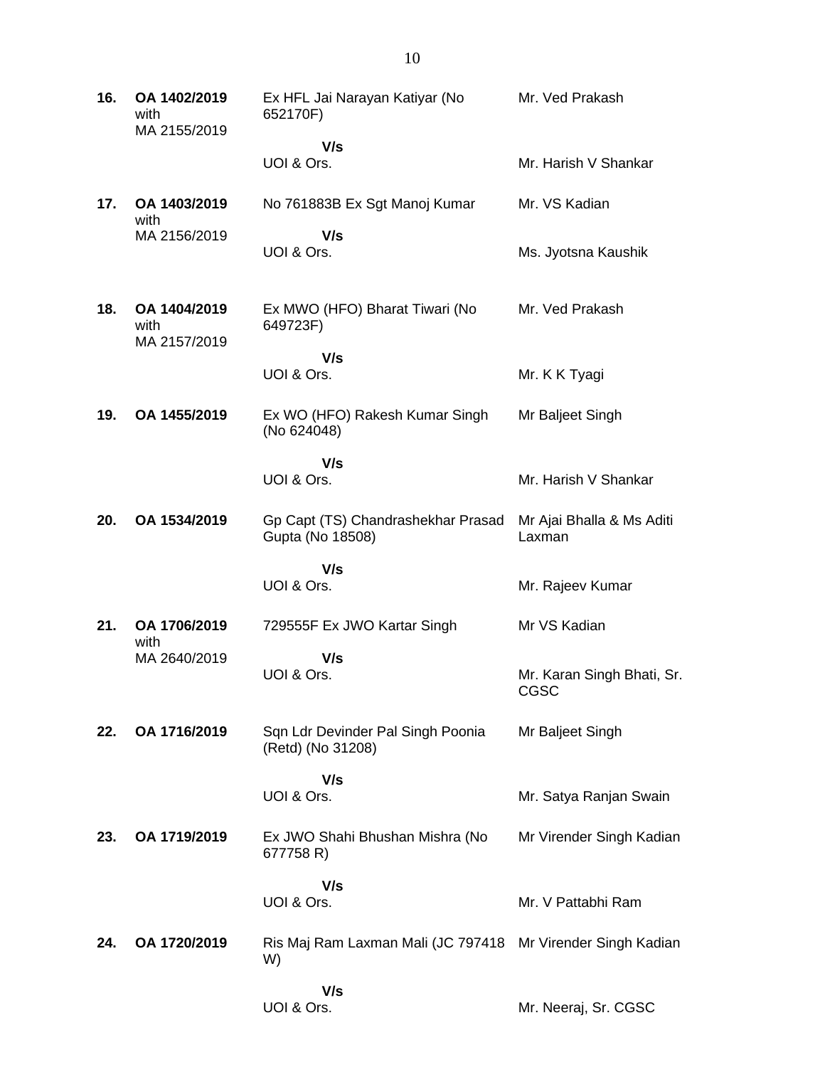| | | | |
|---|---|---|---|
| **16.** | **OA 1402/2019** with MA 2155/2019 | Ex HFL Jai Narayan Katiyar (No 652170F) | Mr. Ved Prakash |
| | | **V/s** UOI & Ors. | Mr. Harish V Shankar |
| **17.** | **OA 1403/2019** with MA 2156/2019 | No 761883B Ex Sgt Manoj Kumar | Mr. VS Kadian |
| | | **V/s** UOI & Ors. | Ms. Jyotsna Kaushik |
| **18.** | **OA 1404/2019** with MA 2157/2019 | Ex MWO (HFO) Bharat Tiwari (No 649723F) | Mr. Ved Prakash |
| | | **V/s** UOI & Ors. | Mr. K K Tyagi |
| **19.** | **OA 1455/2019** | Ex WO (HFO) Rakesh Kumar Singh (No 624048) | Mr Baljeet Singh |
| | | **V/s** UOI & Ors. | Mr. Harish V Shankar |
| **20.** | **OA 1534/2019** | Gp Capt (TS) Chandrashekhar Prasad Gupta (No 18508) | Mr Ajai Bhalla & Ms Aditi Laxman |
| | | **V/s** UOI & Ors. | Mr. Rajeev Kumar |
| **21.** | **OA 1706/2019** with MA 2640/2019 | 729555F Ex JWO Kartar Singh | Mr VS Kadian |
| | | **V/s** UOI & Ors. | Mr. Karan Singh Bhati, Sr. CGSC |
| **22.** | **OA 1716/2019** | Sqn Ldr Devinder Pal Singh Poonia (Retd) (No 31208) | Mr Baljeet Singh |
| | | **V/s** UOI & Ors. | Mr. Satya Ranjan Swain |
| **23.** | **OA 1719/2019** | Ex JWO Shahi Bhushan Mishra (No 677758 R) | Mr Virender Singh Kadian |
| | | **V/s** UOI & Ors. | Mr. V Pattabhi Ram |
| **24.** | **OA 1720/2019** | Ris Maj Ram Laxman Mali (JC 797418 W) | Mr Virender Singh Kadian |
| | | **V/s** UOI & Ors. | Mr. Neeraj, Sr. CGSC |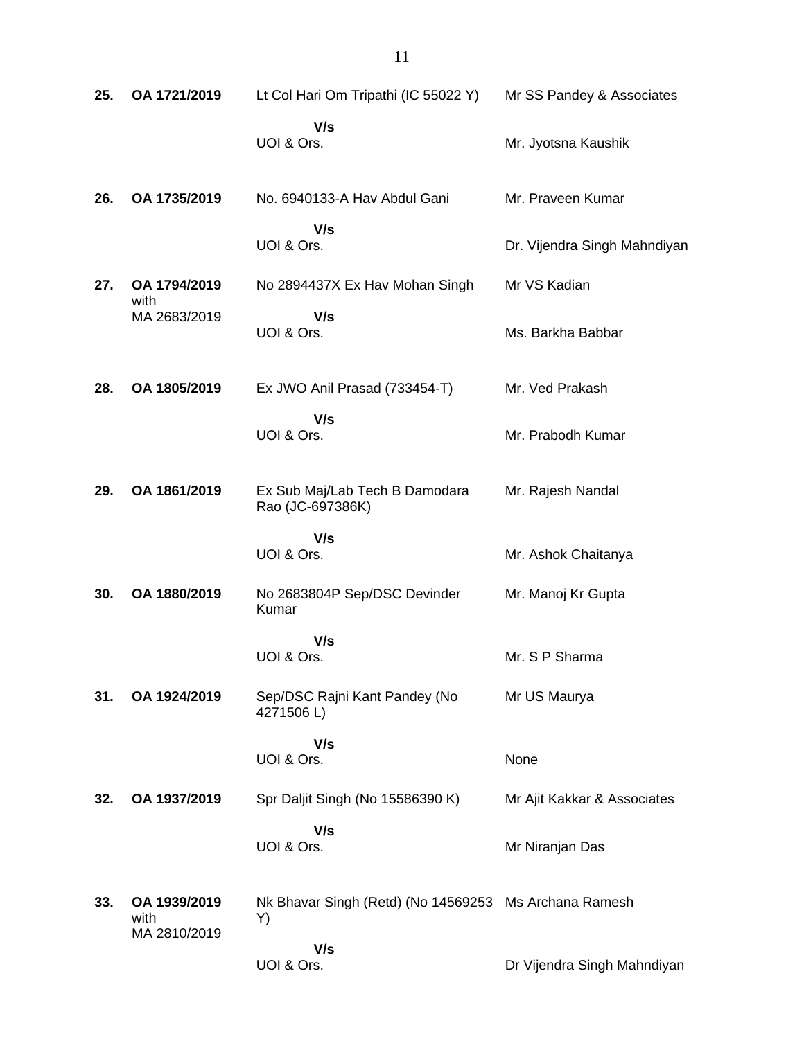| | | | |
|---|---|---|---|
| **25.** | **OA 1721/2019** | Lt Col Hari Om Tripathi (IC 55022 Y)<br>**V/s**<br>UOI & Ors. | Mr SS Pandey & Associates<br><br>Mr. Jyotsna Kaushik |
| **26.** | **OA 1735/2019** | No. 6940133-A Hav Abdul Gani<br>**V/s**<br>UOI & Ors. | Mr. Praveen Kumar<br><br>Dr. Vijendra Singh Mahndiyan |
| **27.** | **OA 1794/2019** with MA 2683/2019 | No 2894437X Ex Hav Mohan Singh<br>**V/s**<br>UOI & Ors. | Mr VS Kadian<br><br>Ms. Barkha Babbar |
| **28.** | **OA 1805/2019** | Ex JWO Anil Prasad (733454-T)<br>**V/s**<br>UOI & Ors. | Mr. Ved Prakash<br><br>Mr. Prabodh Kumar |
| **29.** | **OA 1861/2019** | Ex Sub Maj/Lab Tech B Damodara Rao (JC-697386K)<br>**V/s**<br>UOI & Ors. | Mr. Rajesh Nandal<br><br>Mr. Ashok Chaitanya |
| **30.** | **OA 1880/2019** | No 2683804P Sep/DSC Devinder Kumar<br>**V/s**<br>UOI & Ors. | Mr. Manoj Kr Gupta<br><br>Mr. S P Sharma |
| **31.** | **OA 1924/2019** | Sep/DSC Rajni Kant Pandey (No 4271506 L)<br>**V/s**<br>UOI & Ors. | Mr US Maurya<br><br>None |
| **32.** | **OA 1937/2019** | Spr Daljit Singh (No 15586390 K)<br>**V/s**<br>UOI & Ors. | Mr Ajit Kakkar & Associates<br><br>Mr Niranjan Das |
| **33.** | **OA 1939/2019** with MA 2810/2019 | Nk Bhavar Singh (Retd) (No 14569253 Y)<br>**V/s**<br>UOI & Ors. | Ms Archana Ramesh<br><br>Dr Vijendra Singh Mahndiyan |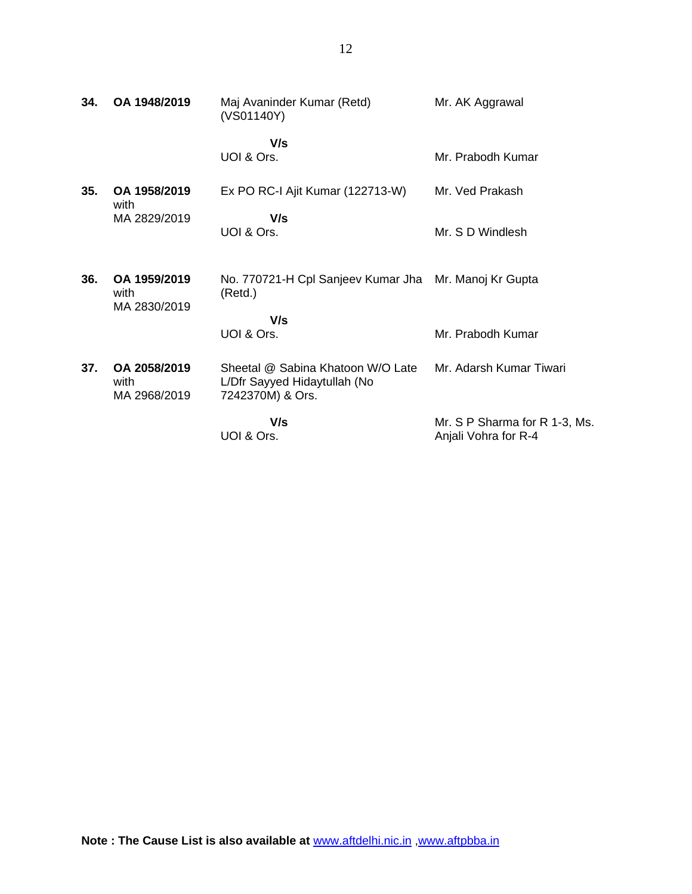| | | | |
|---|---|---|---|
| **34.** | **OA 1948/2019** | Maj Avaninder Kumar (Retd) (VS01140Y)<br><br>**V/s**<br>UOI & Ors. | Mr. AK Aggrawal<br><br><br>Mr. Prabodh Kumar |
| **35.** | **OA 1958/2019** with MA 2829/2019 | Ex PO RC-I Ajit Kumar (122713-W)<br><br>**V/s**<br>UOI & Ors. | Mr. Ved Prakash<br><br><br>Mr. S D Windlesh |
| **36.** | **OA 1959/2019** with MA 2830/2019 | No. 770721-H Cpl Sanjeev Kumar Jha (Retd.)<br><br>**V/s**<br>UOI & Ors. | Mr. Manoj Kr Gupta<br><br><br>Mr. Prabodh Kumar |
| **37.** | **OA 2058/2019** with MA 2968/2019 | Sheetal @ Sabina Khatoon W/O Late L/Dfr Sayyed Hidaytullah (No 7242370M) & Ors.<br><br>**V/s**<br>UOI & Ors. | Mr. Adarsh Kumar Tiwari<br><br><br>Mr. S P Sharma for R 1-3, Ms. Anjali Vohra for R-4 |

**Note : The Cause List is also available at** www.aftdelhi.nic.in ,www.aftpbba.in